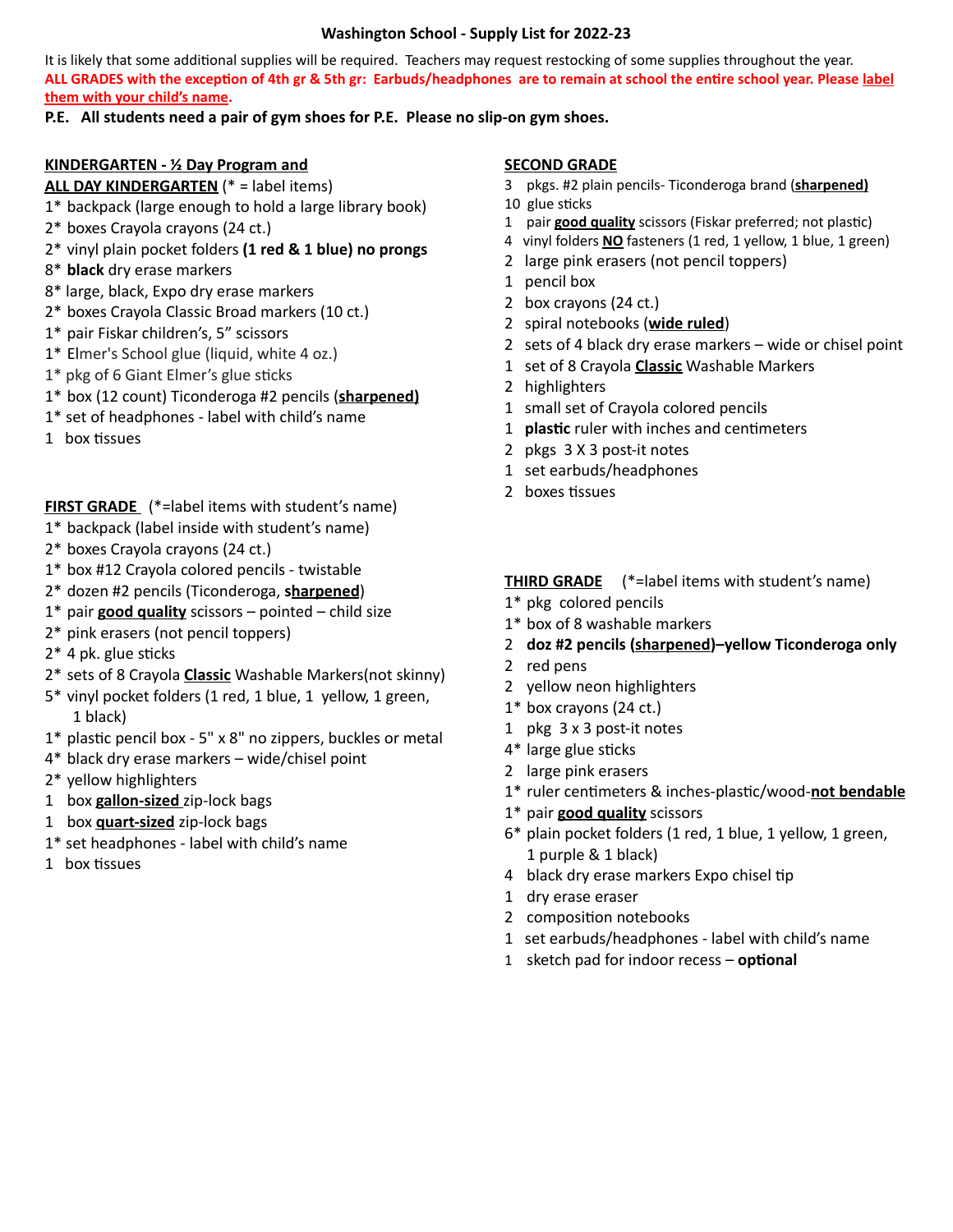# Washington School - Supply List for 2022-23

It is likely that some additional supplies will be required. Teachers may request restocking of some supplies throughout the year.

**ALL GRADES with the exception of 4th gr & 5th gr: Earbuds/headphones are to remain at school the entire school year. Please label them with your child's name.**

**P.E. All students need a pair of gym shoes for P.E. Please no slip-on gym shoes.**

## KINDERGARTEN - ½ Day Program and ALL DAY KINDERGARTEN (* = label items)

1* backpack (large enough to hold a large library book)
2* boxes Crayola crayons (24 ct.)
2* vinyl plain pocket folders **(1 red & 1 blue) no prongs**
8* **black** dry erase markers
8* large, black, Expo dry erase markers
2* boxes Crayola Classic Broad markers (10 ct.)
1* pair Fiskar children's, 5" scissors
1* Elmer's School glue (liquid, white 4 oz.)
1* pkg of 6 Giant Elmer's glue sticks
1* box (12 count) Ticonderoga #2 pencils (**sharpened)**
1* set of headphones - label with child's name
1 box tissues

## FIRST GRADE (*=label items with student's name)

1* backpack (label inside with student's name)
2* boxes Crayola crayons (24 ct.)
1* box #12 Crayola colored pencils - twistable
2* dozen #2 pencils (Ticonderoga, **sharpened**)
1* pair **good quality** scissors – pointed – child size
2* pink erasers (not pencil toppers)
2* 4 pk. glue sticks
2* sets of 8 Crayola **Classic** Washable Markers(not skinny)
5* vinyl pocket folders (1 red, 1 blue, 1 yellow, 1 green, 1 black)
1* plastic pencil box - 5" x 8" no zippers, buckles or metal
4* black dry erase markers – wide/chisel point
2* yellow highlighters
1 box **gallon-sized** zip-lock bags
1 box **quart-sized** zip-lock bags
1* set headphones - label with child's name
1 box tissues

## SECOND GRADE

3 pkgs. #2 plain pencils- Ticonderoga brand (**sharpened)**
10 glue sticks
1 pair **good quality** scissors (Fiskar preferred; not plastic)
4 vinyl folders **NO** fasteners (1 red, 1 yellow, 1 blue, 1 green)
2 large pink erasers (not pencil toppers)
1 pencil box
2 box crayons (24 ct.)
2 spiral notebooks (**wide ruled**)
2 sets of 4 black dry erase markers – wide or chisel point
1 set of 8 Crayola **Classic** Washable Markers
2 highlighters
1 small set of Crayola colored pencils
1 **plastic** ruler with inches and centimeters
2 pkgs 3 X 3 post-it notes
1 set earbuds/headphones
2 boxes tissues

## THIRD GRADE (*=label items with student's name)

1* pkg colored pencils
1* box of 8 washable markers
2 **doz #2 pencils (sharpened)–yellow Ticonderoga only**
2 red pens
2 yellow neon highlighters
1* box crayons (24 ct.)
1 pkg 3 x 3 post-it notes
4* large glue sticks
2 large pink erasers
1* ruler centimeters & inches-plastic/wood-**not bendable**
1* pair **good quality** scissors
6* plain pocket folders (1 red, 1 blue, 1 yellow, 1 green, 1 purple & 1 black)
4 black dry erase markers Expo chisel tip
1 dry erase eraser
2 composition notebooks
1 set earbuds/headphones - label with child's name
1 sketch pad for indoor recess – **optional**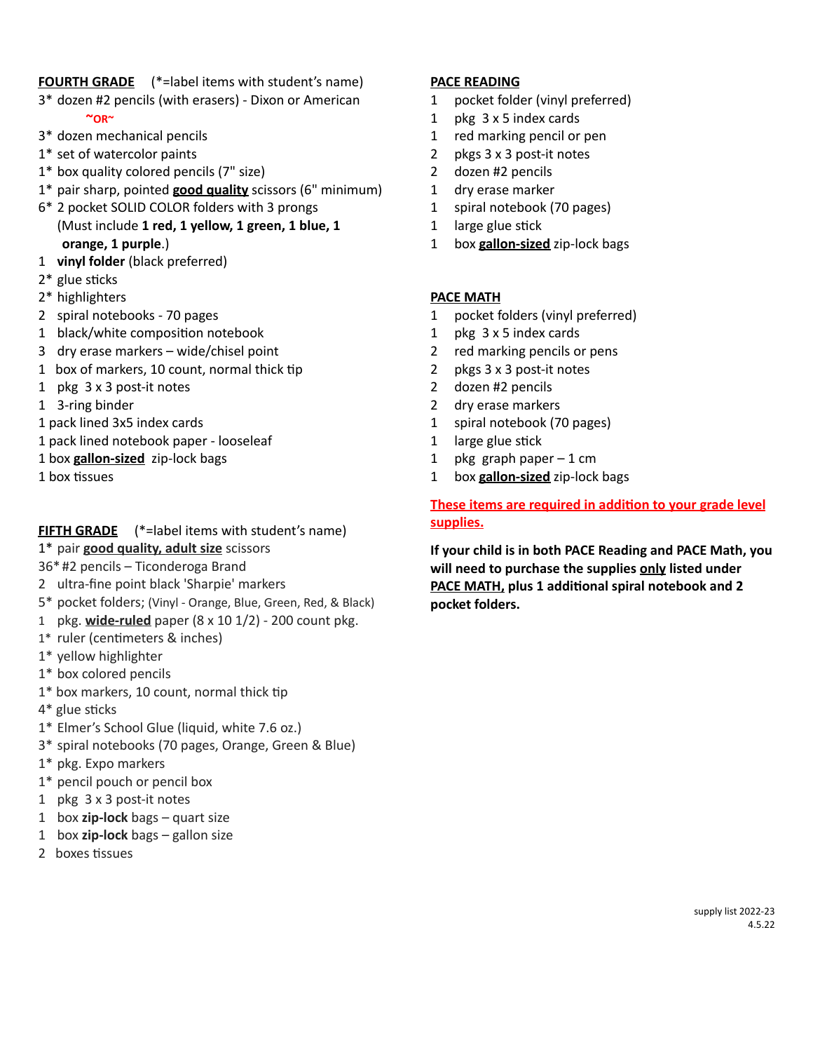**FOURTH GRADE** (*=label items with student's name)

- 3* dozen #2 pencils (with erasers) - Dixon or American
  ~OR~
- 3* dozen mechanical pencils
- 1* set of watercolor paints
- 1* box quality colored pencils (7" size)
- 1* pair sharp, pointed **good quality** scissors (6" minimum)
- 6* 2 pocket SOLID COLOR folders with 3 prongs (Must include **1 red, 1 yellow, 1 green, 1 blue, 1 orange, 1 purple**.)
- 1 **vinyl folder** (black preferred)
- 2* glue sticks
- 2* highlighters
- 2 spiral notebooks - 70 pages
- 1 black/white composition notebook
- 3 dry erase markers – wide/chisel point
- 1 box of markers, 10 count, normal thick tip
- 1 pkg 3 x 3 post-it notes
- 1 3-ring binder
- 1 pack lined 3x5 index cards
- 1 pack lined notebook paper - looseleaf
- 1 box **gallon-sized** zip-lock bags
- 1 box tissues

**FIFTH GRADE** (*=label items with student's name)

- 1* pair **good quality, adult size** scissors
- 36* #2 pencils – Ticonderoga Brand
- 2 ultra-fine point black 'Sharpie' markers
- 5* pocket folders; (Vinyl - Orange, Blue, Green, Red, & Black)
- 1 pkg. **wide-ruled** paper (8 x 10 1/2) - 200 count pkg.
- 1* ruler (centimeters & inches)
- 1* yellow highlighter
- 1* box colored pencils
- 1* box markers, 10 count, normal thick tip
- 4* glue sticks
- 1* Elmer's School Glue (liquid, white 7.6 oz.)
- 3* spiral notebooks (70 pages, Orange, Green & Blue)
- 1* pkg. Expo markers
- 1* pencil pouch or pencil box
- 1 pkg 3 x 3 post-it notes
- 1 box **zip-lock** bags – quart size
- 1 box **zip-lock** bags – gallon size
- 2 boxes tissues

**PACE READING**

- 1 pocket folder (vinyl preferred)
- 1 pkg 3 x 5 index cards
- 1 red marking pencil or pen
- 2 pkgs 3 x 3 post-it notes
- 2 dozen #2 pencils
- 1 dry erase marker
- 1 spiral notebook (70 pages)
- 1 large glue stick
- 1 box **gallon-sized** zip-lock bags

**PACE MATH**

- 1 pocket folders (vinyl preferred)
- 1 pkg 3 x 5 index cards
- 2 red marking pencils or pens
- 2 pkgs 3 x 3 post-it notes
- 2 dozen #2 pencils
- 2 dry erase markers
- 1 spiral notebook (70 pages)
- 1 large glue stick
- 1 pkg graph paper – 1 cm
- 1 box **gallon-sized** zip-lock bags

**These items are required in addition to your grade level supplies.**

**If your child is in both PACE Reading and PACE Math, you will need to purchase the supplies only listed under PACE MATH, plus 1 additional spiral notebook and 2 pocket folders.**

supply list 2022-23
4.5.22